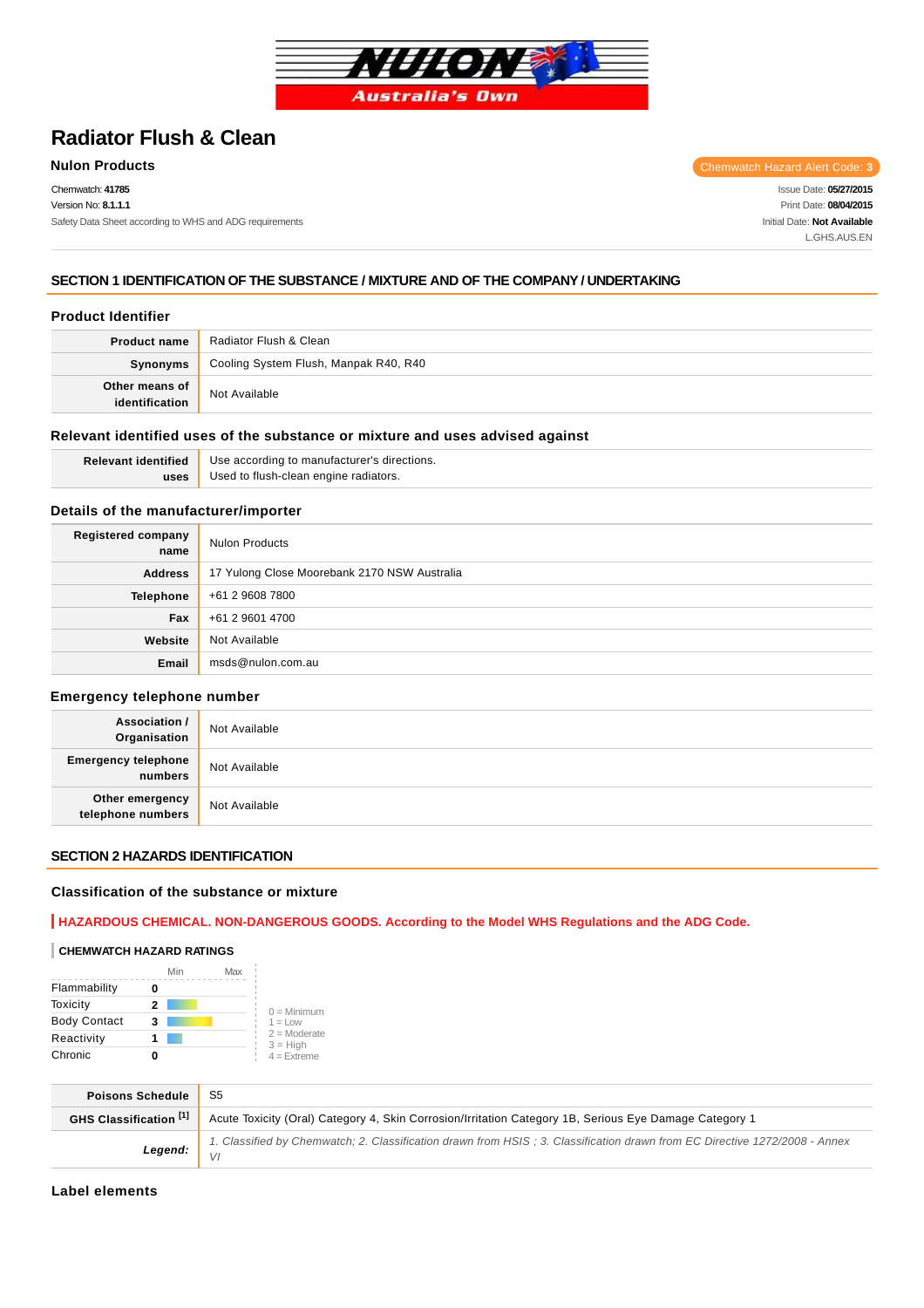# Radiator Flush & Clean

**Nulon Products**

Chemwatch Hazard Alert Code: **3**

Chemwatch: **41785**
Version No: **8.1.1.1**
Safety Data Sheet according to WHS and ADG requirements

Issue Date: **05/27/2015**
Print Date: **08/04/2015**
Initial Date: **Not Available**
L.GHS.AUS.EN

## SECTION 1 IDENTIFICATION OF THE SUBSTANCE / MIXTURE AND OF THE COMPANY / UNDERTAKING

### Product Identifier

| | |
|---|---|
| **Product name** | Radiator Flush & Clean |
| **Synonyms** | Cooling System Flush, Manpak R40, R40 |
| **Other means of identification** | Not Available |

### Relevant identified uses of the substance or mixture and uses advised against

| | |
|---|---|
| **Relevant identified uses** | Use according to manufacturer's directions.<br>Used to flush-clean engine radiators. |

### Details of the manufacturer/importer

| | |
|---|---|
| **Registered company name** | Nulon Products |
| **Address** | 17 Yulong Close Moorebank 2170 NSW Australia |
| **Telephone** | +61 2 9608 7800 |
| **Fax** | +61 2 9601 4700 |
| **Website** | Not Available |
| **Email** | msds@nulon.com.au |

### Emergency telephone number

| | |
|---|---|
| **Association / Organisation** | Not Available |
| **Emergency telephone numbers** | Not Available |
| **Other emergency telephone numbers** | Not Available |

## SECTION 2 HAZARDS IDENTIFICATION

### Classification of the substance or mixture

**HAZARDOUS CHEMICAL. NON-DANGEROUS GOODS. According to the Model WHS Regulations and the ADG Code.**

**CHEMWATCH HAZARD RATINGS**

| | Rating |
|---|---|
| Flammability | 0 |
| Toxicity | 2 |
| Body Contact | 3 |
| Reactivity | 1 |
| Chronic | 0 |

0 = Minimum
1 = Low
2 = Moderate
3 = High
4 = Extreme

| | |
|---|---|
| **Poisons Schedule** | S5 |
| **GHS Classification [1]** | Acute Toxicity (Oral) Category 4, Skin Corrosion/Irritation Category 1B, Serious Eye Damage Category 1 |
| ***Legend:*** | *1. Classified by Chemwatch; 2. Classification drawn from HSIS ; 3. Classification drawn from EC Directive 1272/2008 - Annex VI* |

### Label elements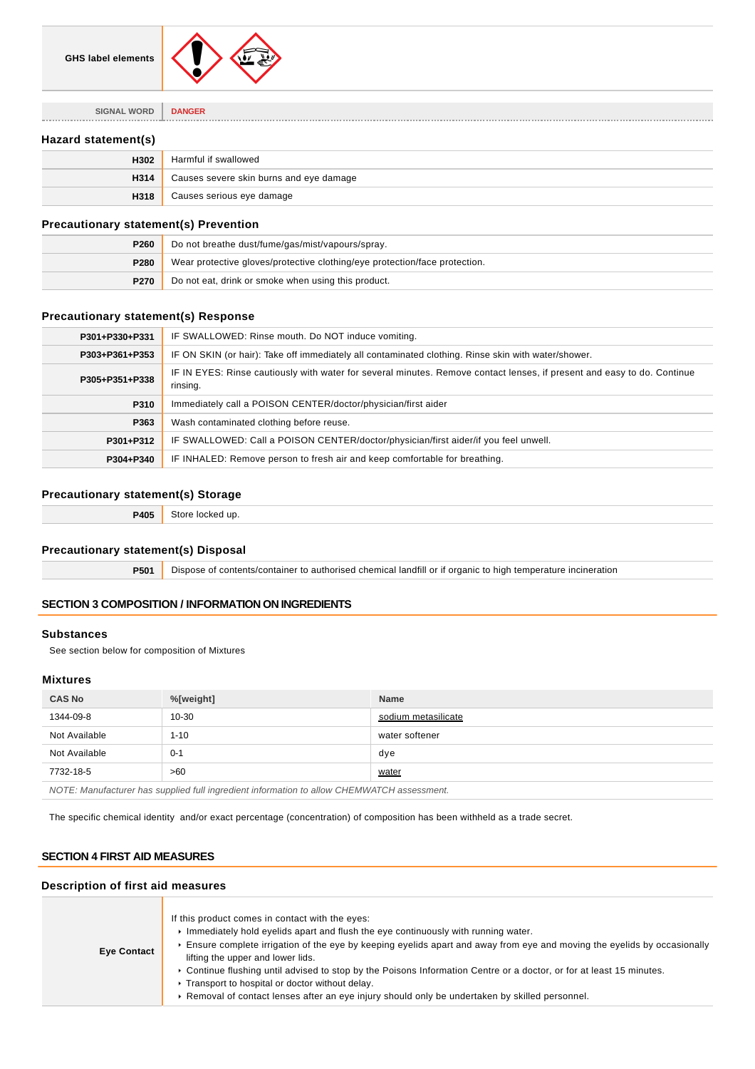| GHS label elements | |
|---|---|

| SIGNAL WORD | DANGER |
|---|---|

### Hazard statement(s)

| | |
|---|---|
| H302 | Harmful if swallowed |
| H314 | Causes severe skin burns and eye damage |
| H318 | Causes serious eye damage |

### Precautionary statement(s) Prevention

| | |
|---|---|
| P260 | Do not breathe dust/fume/gas/mist/vapours/spray. |
| P280 | Wear protective gloves/protective clothing/eye protection/face protection. |
| P270 | Do not eat, drink or smoke when using this product. |

### Precautionary statement(s) Response

| | |
|---|---|
| P301+P330+P331 | IF SWALLOWED: Rinse mouth. Do NOT induce vomiting. |
| P303+P361+P353 | IF ON SKIN (or hair): Take off immediately all contaminated clothing. Rinse skin with water/shower. |
| P305+P351+P338 | IF IN EYES: Rinse cautiously with water for several minutes. Remove contact lenses, if present and easy to do. Continue rinsing. |
| P310 | Immediately call a POISON CENTER/doctor/physician/first aider |
| P363 | Wash contaminated clothing before reuse. |
| P301+P312 | IF SWALLOWED: Call a POISON CENTER/doctor/physician/first aider/if you feel unwell. |
| P304+P340 | IF INHALED: Remove person to fresh air and keep comfortable for breathing. |

### Precautionary statement(s) Storage

| | |
|---|---|
| P405 | Store locked up. |

### Precautionary statement(s) Disposal

| | |
|---|---|
| P501 | Dispose of contents/container to authorised chemical landfill or if organic to high temperature incineration |

## SECTION 3 COMPOSITION / INFORMATION ON INGREDIENTS

### Substances

See section below for composition of Mixtures

### Mixtures

| CAS No | %[weight] | Name |
|---|---|---|
| 1344-09-8 | 10-30 | sodium metasilicate |
| Not Available | 1-10 | water softener |
| Not Available | 0-1 | dye |
| 7732-18-5 | >60 | water |

*NOTE: Manufacturer has supplied full ingredient information to allow CHEMWATCH assessment.*

The specific chemical identity and/or exact percentage (concentration) of composition has been withheld as a trade secret.

## SECTION 4 FIRST AID MEASURES

### Description of first aid measures

| | |
|---|---|
| Eye Contact | If this product comes in contact with the eyes:<br>‣ Immediately hold eyelids apart and flush the eye continuously with running water.<br>‣ Ensure complete irrigation of the eye by keeping eyelids apart and away from eye and moving the eyelids by occasionally lifting the upper and lower lids.<br>‣ Continue flushing until advised to stop by the Poisons Information Centre or a doctor, or for at least 15 minutes.<br>‣ Transport to hospital or doctor without delay.<br>‣ Removal of contact lenses after an eye injury should only be undertaken by skilled personnel. |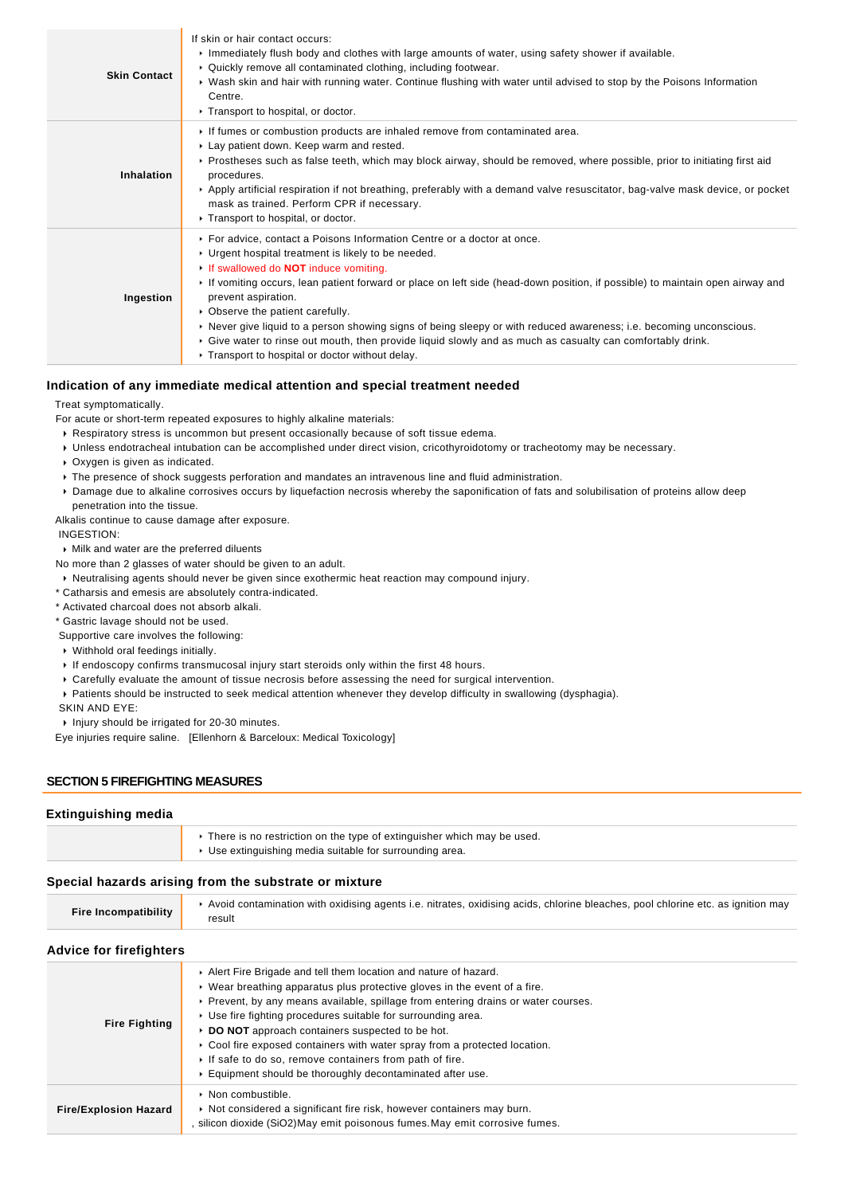| | |
|---|---|
| **Skin Contact** | If skin or hair contact occurs:<br>▸ Immediately flush body and clothes with large amounts of water, using safety shower if available.<br>▸ Quickly remove all contaminated clothing, including footwear.<br>▸ Wash skin and hair with running water. Continue flushing with water until advised to stop by the Poisons Information Centre.<br>▸ Transport to hospital, or doctor. |
| **Inhalation** | ▸ If fumes or combustion products are inhaled remove from contaminated area.<br>▸ Lay patient down. Keep warm and rested.<br>▸ Prostheses such as false teeth, which may block airway, should be removed, where possible, prior to initiating first aid procedures.<br>▸ Apply artificial respiration if not breathing, preferably with a demand valve resuscitator, bag-valve mask device, or pocket mask as trained. Perform CPR if necessary.<br>▸ Transport to hospital, or doctor. |
| **Ingestion** | ▸ For advice, contact a Poisons Information Centre or a doctor at once.<br>▸ Urgent hospital treatment is likely to be needed.<br>▸ If swallowed do **NOT** induce vomiting.<br>▸ If vomiting occurs, lean patient forward or place on left side (head-down position, if possible) to maintain open airway and prevent aspiration.<br>▸ Observe the patient carefully.<br>▸ Never give liquid to a person showing signs of being sleepy or with reduced awareness; i.e. becoming unconscious.<br>▸ Give water to rinse out mouth, then provide liquid slowly and as much as casualty can comfortably drink.<br>▸ Transport to hospital or doctor without delay. |

### Indication of any immediate medical attention and special treatment needed

Treat symptomatically.

For acute or short-term repeated exposures to highly alkaline materials:

- Respiratory stress is uncommon but present occasionally because of soft tissue edema.
- Unless endotracheal intubation can be accomplished under direct vision, cricothyroidotomy or tracheotomy may be necessary.
- Oxygen is given as indicated.
- The presence of shock suggests perforation and mandates an intravenous line and fluid administration.
- Damage due to alkaline corrosives occurs by liquefaction necrosis whereby the saponification of fats and solubilisation of proteins allow deep penetration into the tissue.

Alkalis continue to cause damage after exposure.

INGESTION:

- Milk and water are the preferred diluents

No more than 2 glasses of water should be given to an adult.

- Neutralising agents should never be given since exothermic heat reaction may compound injury.

* Catharsis and emesis are absolutely contra-indicated.
* Activated charcoal does not absorb alkali.
* Gastric lavage should not be used.

Supportive care involves the following:

- Withhold oral feedings initially.
- If endoscopy confirms transmucosal injury start steroids only within the first 48 hours.
- Carefully evaluate the amount of tissue necrosis before assessing the need for surgical intervention.
- Patients should be instructed to seek medical attention whenever they develop difficulty in swallowing (dysphagia).

SKIN AND EYE:

- Injury should be irrigated for 20-30 minutes.

Eye injuries require saline. [Ellenhorn & Barceloux: Medical Toxicology]

## SECTION 5 FIREFIGHTING MEASURES

### Extinguishing media

| | |
|---|---|
| | ▸ There is no restriction on the type of extinguisher which may be used.<br>▸ Use extinguishing media suitable for surrounding area. |

### Special hazards arising from the substrate or mixture

| | |
|---|---|
| **Fire Incompatibility** | ▸ Avoid contamination with oxidising agents i.e. nitrates, oxidising acids, chlorine bleaches, pool chlorine etc. as ignition may result |

### Advice for firefighters

| | |
|---|---|
| **Fire Fighting** | ▸ Alert Fire Brigade and tell them location and nature of hazard.<br>▸ Wear breathing apparatus plus protective gloves in the event of a fire.<br>▸ Prevent, by any means available, spillage from entering drains or water courses.<br>▸ Use fire fighting procedures suitable for surrounding area.<br>▸ **DO NOT** approach containers suspected to be hot.<br>▸ Cool fire exposed containers with water spray from a protected location.<br>▸ If safe to do so, remove containers from path of fire.<br>▸ Equipment should be thoroughly decontaminated after use. |
| **Fire/Explosion Hazard** | ▸ Non combustible.<br>▸ Not considered a significant fire risk, however containers may burn.<br>, silicon dioxide ($SiO_2$)May emit poisonous fumes.May emit corrosive fumes. |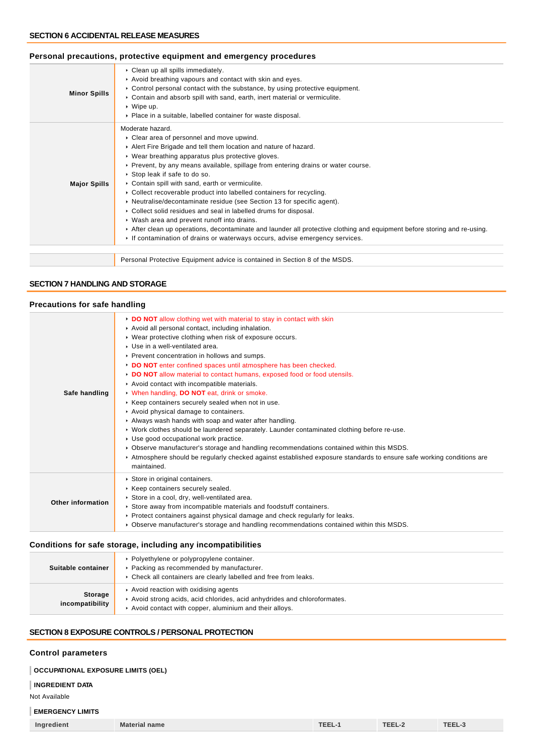## SECTION 6 ACCIDENTAL RELEASE MEASURES

### Personal precautions, protective equipment and emergency procedures

| | |
|---|---|
| **Minor Spills** | ‣ Clean up all spills immediately.<br>‣ Avoid breathing vapours and contact with skin and eyes.<br>‣ Control personal contact with the substance, by using protective equipment.<br>‣ Contain and absorb spill with sand, earth, inert material or vermiculite.<br>‣ Wipe up.<br>‣ Place in a suitable, labelled container for waste disposal. |
| **Major Spills** | Moderate hazard.<br>‣ Clear area of personnel and move upwind.<br>‣ Alert Fire Brigade and tell them location and nature of hazard.<br>‣ Wear breathing apparatus plus protective gloves.<br>‣ Prevent, by any means available, spillage from entering drains or water course.<br>‣ Stop leak if safe to do so.<br>‣ Contain spill with sand, earth or vermiculite.<br>‣ Collect recoverable product into labelled containers for recycling.<br>‣ Neutralise/decontaminate residue (see Section 13 for specific agent).<br>‣ Collect solid residues and seal in labelled drums for disposal.<br>‣ Wash area and prevent runoff into drains.<br>‣ After clean up operations, decontaminate and launder all protective clothing and equipment before storing and re-using.<br>‣ If contamination of drains or waterways occurs, advise emergency services. |

| | |
|---|---|
| | Personal Protective Equipment advice is contained in Section 8 of the MSDS. |

## SECTION 7 HANDLING AND STORAGE

### Precautions for safe handling

| | |
|---|---|
| **Safe handling** | ‣ **DO NOT** allow clothing wet with material to stay in contact with skin<br>‣ Avoid all personal contact, including inhalation.<br>‣ Wear protective clothing when risk of exposure occurs.<br>‣ Use in a well-ventilated area.<br>‣ Prevent concentration in hollows and sumps.<br>‣ **DO NOT** enter confined spaces until atmosphere has been checked.<br>‣ **DO NOT** allow material to contact humans, exposed food or food utensils.<br>‣ Avoid contact with incompatible materials.<br>‣ When handling, **DO NOT** eat, drink or smoke.<br>‣ Keep containers securely sealed when not in use.<br>‣ Avoid physical damage to containers.<br>‣ Always wash hands with soap and water after handling.<br>‣ Work clothes should be laundered separately. Launder contaminated clothing before re-use.<br>‣ Use good occupational work practice.<br>‣ Observe manufacturer's storage and handling recommendations contained within this MSDS.<br>‣ Atmosphere should be regularly checked against established exposure standards to ensure safe working conditions are maintained. |
| **Other information** | ‣ Store in original containers.<br>‣ Keep containers securely sealed.<br>‣ Store in a cool, dry, well-ventilated area.<br>‣ Store away from incompatible materials and foodstuff containers.<br>‣ Protect containers against physical damage and check regularly for leaks.<br>‣ Observe manufacturer's storage and handling recommendations contained within this MSDS. |

### Conditions for safe storage, including any incompatibilities

| | |
|---|---|
| **Suitable container** | ‣ Polyethylene or polypropylene container.<br>‣ Packing as recommended by manufacturer.<br>‣ Check all containers are clearly labelled and free from leaks. |
| **Storage incompatibility** | ‣ Avoid reaction with oxidising agents<br>‣ Avoid strong acids, acid chlorides, acid anhydrides and chloroformates.<br>‣ Avoid contact with copper, aluminium and their alloys. |

## SECTION 8 EXPOSURE CONTROLS / PERSONAL PROTECTION

### Control parameters

**OCCUPATIONAL EXPOSURE LIMITS (OEL)**

**INGREDIENT DATA**

Not Available

**EMERGENCY LIMITS**

| Ingredient | Material name | TEEL-1 | TEEL-2 | TEEL-3 |
|---|---|---|---|---|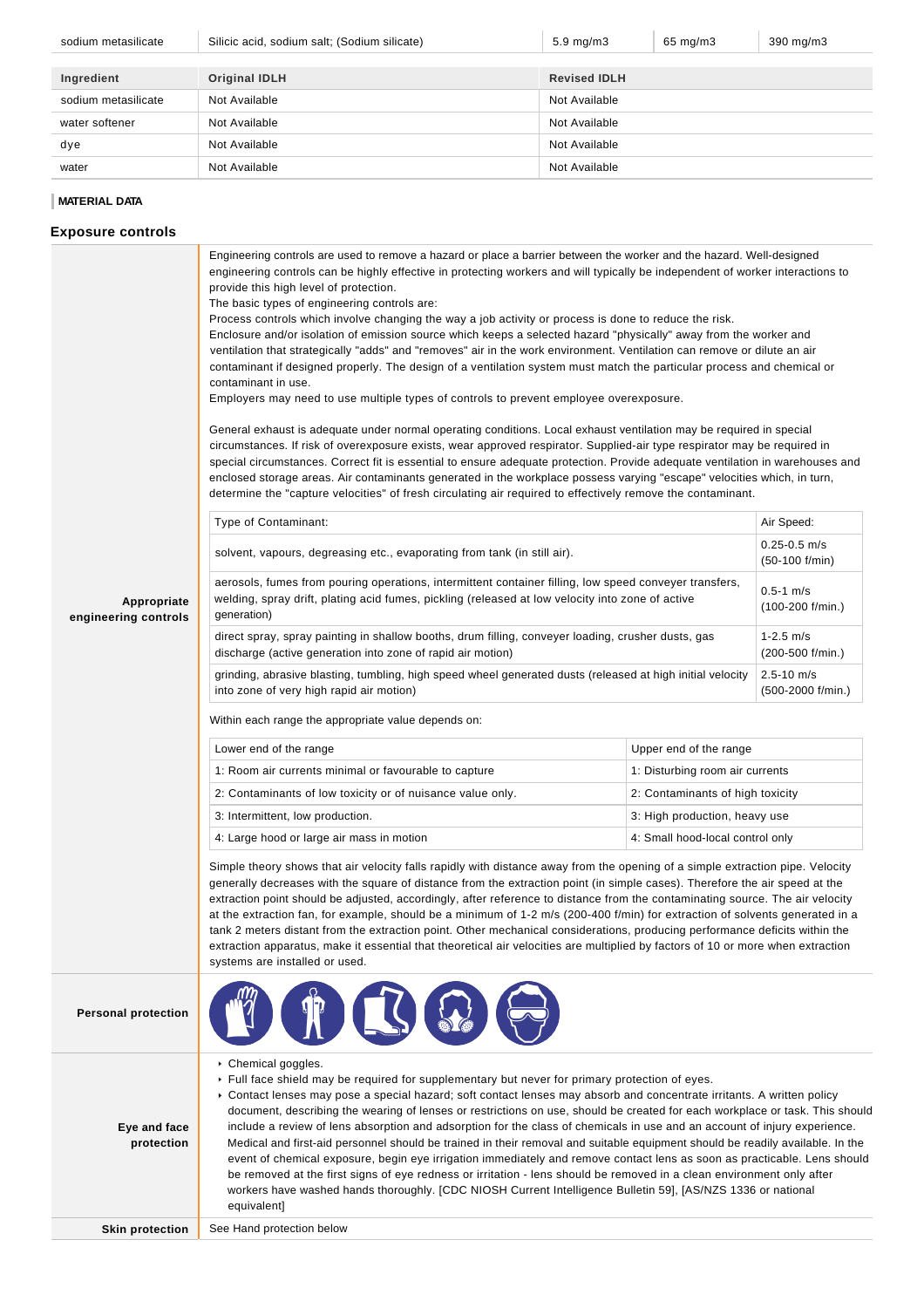| sodium metasilicate | Silicic acid, sodium salt; (Sodium silicate) | 5.9 mg/m3 | 65 mg/m3 | 390 mg/m3 |
|---|---|---|---|---|

| Ingredient | Original IDLH | Revised IDLH |
|---|---|---|
| sodium metasilicate | Not Available | Not Available |
| water softener | Not Available | Not Available |
| dye | Not Available | Not Available |
| water | Not Available | Not Available |

**MATERIAL DATA**

## Exposure controls

### Appropriate engineering controls

Engineering controls are used to remove a hazard or place a barrier between the worker and the hazard. Well-designed engineering controls can be highly effective in protecting workers and will typically be independent of worker interactions to provide this high level of protection.
The basic types of engineering controls are:
Process controls which involve changing the way a job activity or process is done to reduce the risk.
Enclosure and/or isolation of emission source which keeps a selected hazard "physically" away from the worker and ventilation that strategically "adds" and "removes" air in the work environment. Ventilation can remove or dilute an air contaminant if designed properly. The design of a ventilation system must match the particular process and chemical or contaminant in use.
Employers may need to use multiple types of controls to prevent employee overexposure.

General exhaust is adequate under normal operating conditions. Local exhaust ventilation may be required in special circumstances. If risk of overexposure exists, wear approved respirator. Supplied-air type respirator may be required in special circumstances. Correct fit is essential to ensure adequate protection. Provide adequate ventilation in warehouses and enclosed storage areas. Air contaminants generated in the workplace possess varying "escape" velocities which, in turn, determine the "capture velocities" of fresh circulating air required to effectively remove the contaminant.

| Type of Contaminant: | Air Speed: |
|---|---|
| solvent, vapours, degreasing etc., evaporating from tank (in still air). | 0.25-0.5 m/s (50-100 f/min) |
| aerosols, fumes from pouring operations, intermittent container filling, low speed conveyer transfers, welding, spray drift, plating acid fumes, pickling (released at low velocity into zone of active generation) | 0.5-1 m/s (100-200 f/min.) |
| direct spray, spray painting in shallow booths, drum filling, conveyer loading, crusher dusts, gas discharge (active generation into zone of rapid air motion) | 1-2.5 m/s (200-500 f/min.) |
| grinding, abrasive blasting, tumbling, high speed wheel generated dusts (released at high initial velocity into zone of very high rapid air motion) | 2.5-10 m/s (500-2000 f/min.) |

Within each range the appropriate value depends on:

| Lower end of the range | Upper end of the range |
|---|---|
| 1: Room air currents minimal or favourable to capture | 1: Disturbing room air currents |
| 2: Contaminants of low toxicity or of nuisance value only. | 2: Contaminants of high toxicity |
| 3: Intermittent, low production. | 3: High production, heavy use |
| 4: Large hood or large air mass in motion | 4: Small hood-local control only |

Simple theory shows that air velocity falls rapidly with distance away from the opening of a simple extraction pipe. Velocity generally decreases with the square of distance from the extraction point (in simple cases). Therefore the air speed at the extraction point should be adjusted, accordingly, after reference to distance from the contaminating source. The air velocity at the extraction fan, for example, should be a minimum of 1-2 m/s (200-400 f/min) for extraction of solvents generated in a tank 2 meters distant from the extraction point. Other mechanical considerations, producing performance deficits within the extraction apparatus, make it essential that theoretical air velocities are multiplied by factors of 10 or more when extraction systems are installed or used.

### Personal protection

### Eye and face protection

- Chemical goggles.
- Full face shield may be required for supplementary but never for primary protection of eyes.
- Contact lenses may pose a special hazard; soft contact lenses may absorb and concentrate irritants. A written policy document, describing the wearing of lenses or restrictions on use, should be created for each workplace or task. This should include a review of lens absorption and adsorption for the class of chemicals in use and an account of injury experience. Medical and first-aid personnel should be trained in their removal and suitable equipment should be readily available. In the event of chemical exposure, begin eye irrigation immediately and remove contact lens as soon as practicable. Lens should be removed at the first signs of eye redness or irritation - lens should be removed in a clean environment only after workers have washed hands thoroughly. [CDC NIOSH Current Intelligence Bulletin 59], [AS/NZS 1336 or national equivalent]

### Skin protection

See Hand protection below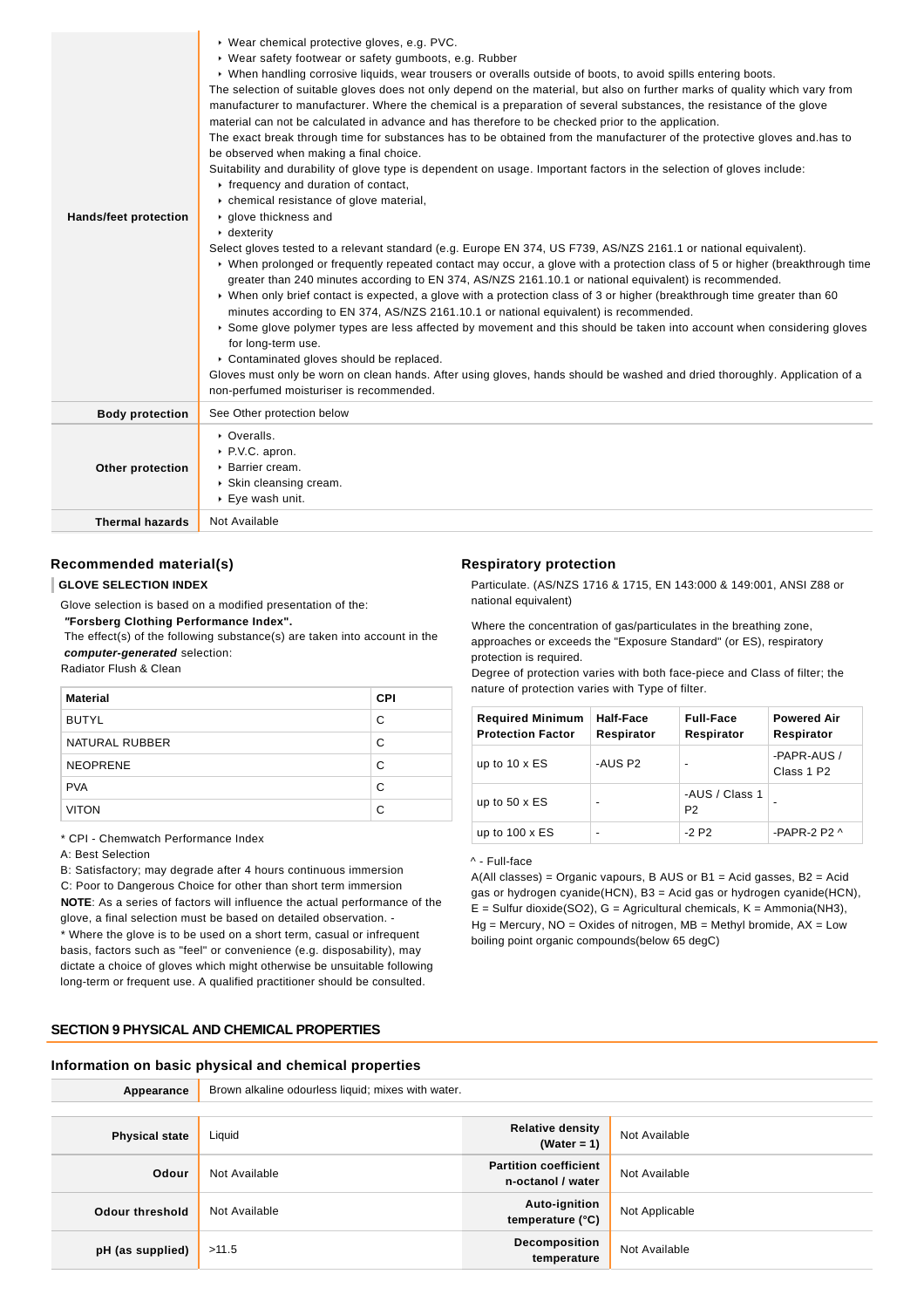| | |
|---|---|
| **Hands/feet protection** | ▸ Wear chemical protective gloves, e.g. PVC.<br>▸ Wear safety footwear or safety gumboots, e.g. Rubber<br>▸ When handling corrosive liquids, wear trousers or overalls outside of boots, to avoid spills entering boots.<br>The selection of suitable gloves does not only depend on the material, but also on further marks of quality which vary from manufacturer to manufacturer. Where the chemical is a preparation of several substances, the resistance of the glove material can not be calculated in advance and has therefore to be checked prior to the application.<br>The exact break through time for substances has to be obtained from the manufacturer of the protective gloves and.has to be observed when making a final choice.<br>Suitability and durability of glove type is dependent on usage. Important factors in the selection of gloves include:<br>▸ frequency and duration of contact,<br>▸ chemical resistance of glove material,<br>▸ glove thickness and<br>▸ dexterity<br>Select gloves tested to a relevant standard (e.g. Europe EN 374, US F739, AS/NZS 2161.1 or national equivalent).<br>▸ When prolonged or frequently repeated contact may occur, a glove with a protection class of 5 or higher (breakthrough time greater than 240 minutes according to EN 374, AS/NZS 2161.10.1 or national equivalent) is recommended.<br>▸ When only brief contact is expected, a glove with a protection class of 3 or higher (breakthrough time greater than 60 minutes according to EN 374, AS/NZS 2161.10.1 or national equivalent) is recommended.<br>▸ Some glove polymer types are less affected by movement and this should be taken into account when considering gloves for long-term use.<br>▸ Contaminated gloves should be replaced.<br>Gloves must only be worn on clean hands. After using gloves, hands should be washed and dried thoroughly. Application of a non-perfumed moisturiser is recommended. |
| **Body protection** | See Other protection below |
| **Other protection** | ▸ Overalls.<br>▸ P.V.C. apron.<br>▸ Barrier cream.<br>▸ Skin cleansing cream.<br>▸ Eye wash unit. |
| **Thermal hazards** | Not Available |

## Recommended material(s)

**GLOVE SELECTION INDEX**

Glove selection is based on a modified presentation of the:

***"Forsberg Clothing Performance Index".***

The effect(s) of the following substance(s) are taken into account in the ***computer-generated*** selection:

Radiator Flush & Clean

| Material | CPI |
|---|---|
| BUTYL | C |
| NATURAL RUBBER | C |
| NEOPRENE | C |
| PVA | C |
| VITON | C |

* CPI - Chemwatch Performance Index

A: Best Selection

B: Satisfactory; may degrade after 4 hours continuous immersion

C: Poor to Dangerous Choice for other than short term immersion

**NOTE**: As a series of factors will influence the actual performance of the glove, a final selection must be based on detailed observation. -

* Where the glove is to be used on a short term, casual or infrequent basis, factors such as "feel" or convenience (e.g. disposability), may dictate a choice of gloves which might otherwise be unsuitable following long-term or frequent use. A qualified practitioner should be consulted.

## Respiratory protection

Particulate. (AS/NZS 1716 & 1715, EN 143:000 & 149:001, ANSI Z88 or national equivalent)

Where the concentration of gas/particulates in the breathing zone, approaches or exceeds the "Exposure Standard" (or ES), respiratory protection is required.

Degree of protection varies with both face-piece and Class of filter; the nature of protection varies with Type of filter.

| Required Minimum Protection Factor | Half-Face Respirator | Full-Face Respirator | Powered Air Respirator |
|---|---|---|---|
| up to 10 x ES | -AUS P2 | - | -PAPR-AUS / Class 1 P2 |
| up to 50 x ES | - | -AUS / Class 1 P2 | - |
| up to 100 x ES | - | -2 P2 | -PAPR-2 P2 ^ |

^ - Full-face

A(All classes) = Organic vapours, B AUS or B1 = Acid gasses, B2 = Acid gas or hydrogen cyanide(HCN), B3 = Acid gas or hydrogen cyanide(HCN), E = Sulfur dioxide(SO2), G = Agricultural chemicals, K = Ammonia(NH3), Hg = Mercury, NO = Oxides of nitrogen, MB = Methyl bromide, AX = Low boiling point organic compounds(below 65 degC)

## SECTION 9 PHYSICAL AND CHEMICAL PROPERTIES

### Information on basic physical and chemical properties

| | | | |
|---|---|---|---|
| **Appearance** | Brown alkaline odourless liquid; mixes with water. | | |
| **Physical state** | Liquid | **Relative density (Water = 1)** | Not Available |
| **Odour** | Not Available | **Partition coefficient n-octanol / water** | Not Available |
| **Odour threshold** | Not Available | **Auto-ignition temperature (°C)** | Not Applicable |
| **pH (as supplied)** | >11.5 | **Decomposition temperature** | Not Available |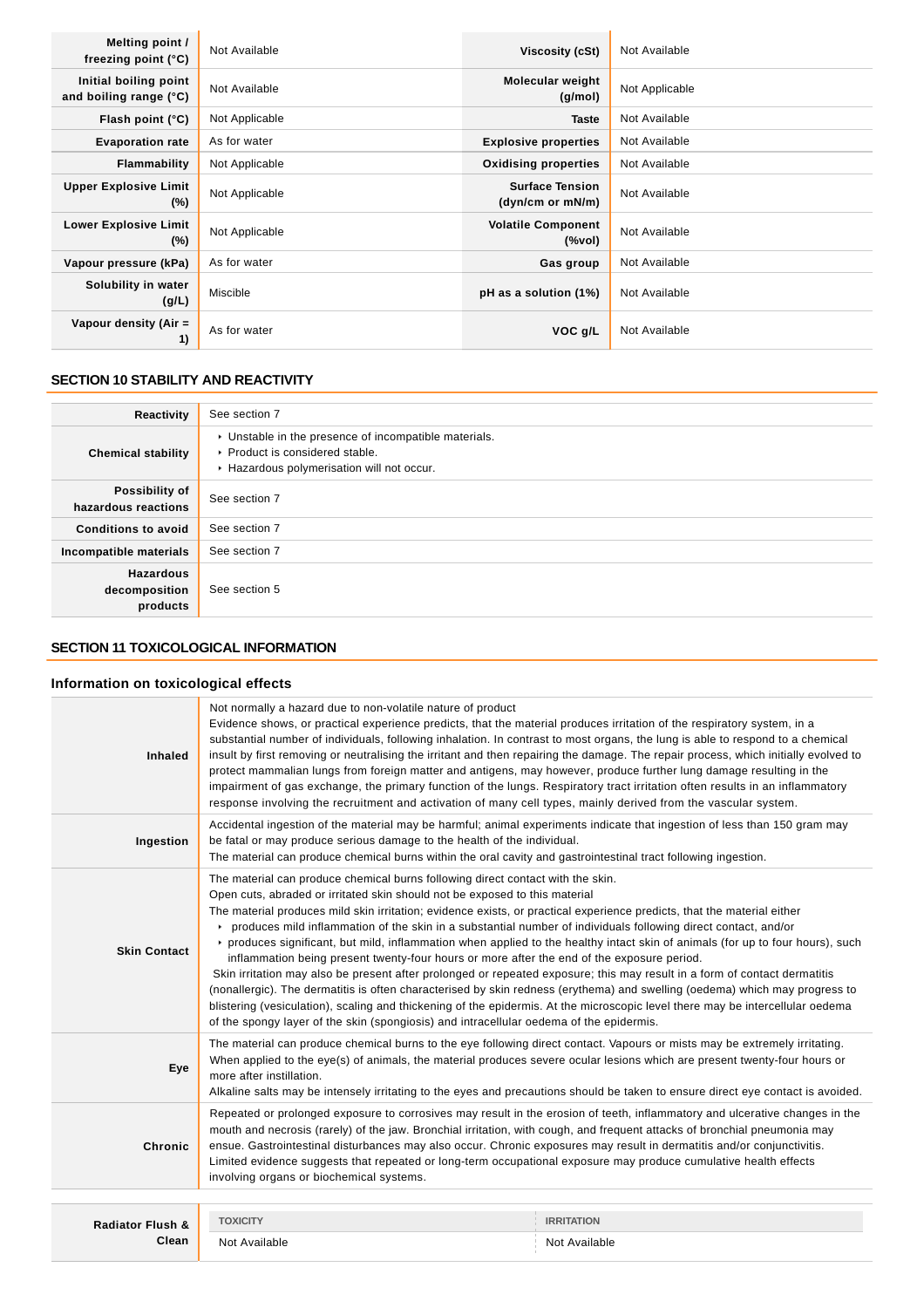| Melting point / freezing point (°C) | Not Available | Viscosity (cSt) | Not Available |
|---|---|---|---|
| Initial boiling point and boiling range (°C) | Not Available | Molecular weight (g/mol) | Not Applicable |
| Flash point (°C) | Not Applicable | Taste | Not Available |
| Evaporation rate | As for water | Explosive properties | Not Available |
| Flammability | Not Applicable | Oxidising properties | Not Available |
| Upper Explosive Limit (%) | Not Applicable | Surface Tension (dyn/cm or mN/m) | Not Available |
| Lower Explosive Limit (%) | Not Applicable | Volatile Component (%vol) | Not Available |
| Vapour pressure (kPa) | As for water | Gas group | Not Available |
| Solubility in water (g/L) | Miscible | pH as a solution (1%) | Not Available |
| Vapour density (Air = 1) | As for water | VOC g/L | Not Available |

## SECTION 10 STABILITY AND REACTIVITY

| | |
|---|---|
| **Reactivity** | See section 7 |
| **Chemical stability** | ‣ Unstable in the presence of incompatible materials.<br>‣ Product is considered stable.<br>‣ Hazardous polymerisation will not occur. |
| **Possibility of hazardous reactions** | See section 7 |
| **Conditions to avoid** | See section 7 |
| **Incompatible materials** | See section 7 |
| **Hazardous decomposition products** | See section 5 |

## SECTION 11 TOXICOLOGICAL INFORMATION

### Information on toxicological effects

| | |
|---|---|
| **Inhaled** | Not normally a hazard due to non-volatile nature of product<br>Evidence shows, or practical experience predicts, that the material produces irritation of the respiratory system, in a substantial number of individuals, following inhalation. In contrast to most organs, the lung is able to respond to a chemical insult by first removing or neutralising the irritant and then repairing the damage. The repair process, which initially evolved to protect mammalian lungs from foreign matter and antigens, may however, produce further lung damage resulting in the impairment of gas exchange, the primary function of the lungs. Respiratory tract irritation often results in an inflammatory response involving the recruitment and activation of many cell types, mainly derived from the vascular system. |
| **Ingestion** | Accidental ingestion of the material may be harmful; animal experiments indicate that ingestion of less than 150 gram may be fatal or may produce serious damage to the health of the individual.<br>The material can produce chemical burns within the oral cavity and gastrointestinal tract following ingestion. |
| **Skin Contact** | The material can produce chemical burns following direct contact with the skin.<br>Open cuts, abraded or irritated skin should not be exposed to this material<br>The material produces mild skin irritation; evidence exists, or practical experience predicts, that the material either<br>‣ produces mild inflammation of the skin in a substantial number of individuals following direct contact, and/or<br>‣ produces significant, but mild, inflammation when applied to the healthy intact skin of animals (for up to four hours), such inflammation being present twenty-four hours or more after the end of the exposure period.<br>Skin irritation may also be present after prolonged or repeated exposure; this may result in a form of contact dermatitis (nonallergic). The dermatitis is often characterised by skin redness (erythema) and swelling (oedema) which may progress to blistering (vesiculation), scaling and thickening of the epidermis. At the microscopic level there may be intercellular oedema of the spongy layer of the skin (spongiosis) and intracellular oedema of the epidermis. |
| **Eye** | The material can produce chemical burns to the eye following direct contact. Vapours or mists may be extremely irritating.<br>When applied to the eye(s) of animals, the material produces severe ocular lesions which are present twenty-four hours or more after instillation.<br>Alkaline salts may be intensely irritating to the eyes and precautions should be taken to ensure direct eye contact is avoided. |
| **Chronic** | Repeated or prolonged exposure to corrosives may result in the erosion of teeth, inflammatory and ulcerative changes in the mouth and necrosis (rarely) of the jaw. Bronchial irritation, with cough, and frequent attacks of bronchial pneumonia may ensue. Gastrointestinal disturbances may also occur. Chronic exposures may result in dermatitis and/or conjunctivitis.<br>Limited evidence suggests that repeated or long-term occupational exposure may produce cumulative health effects involving organs or biochemical systems. |

| | TOXICITY | IRRITATION |
|---|---|---|
| **Radiator Flush & Clean** | Not Available | Not Available |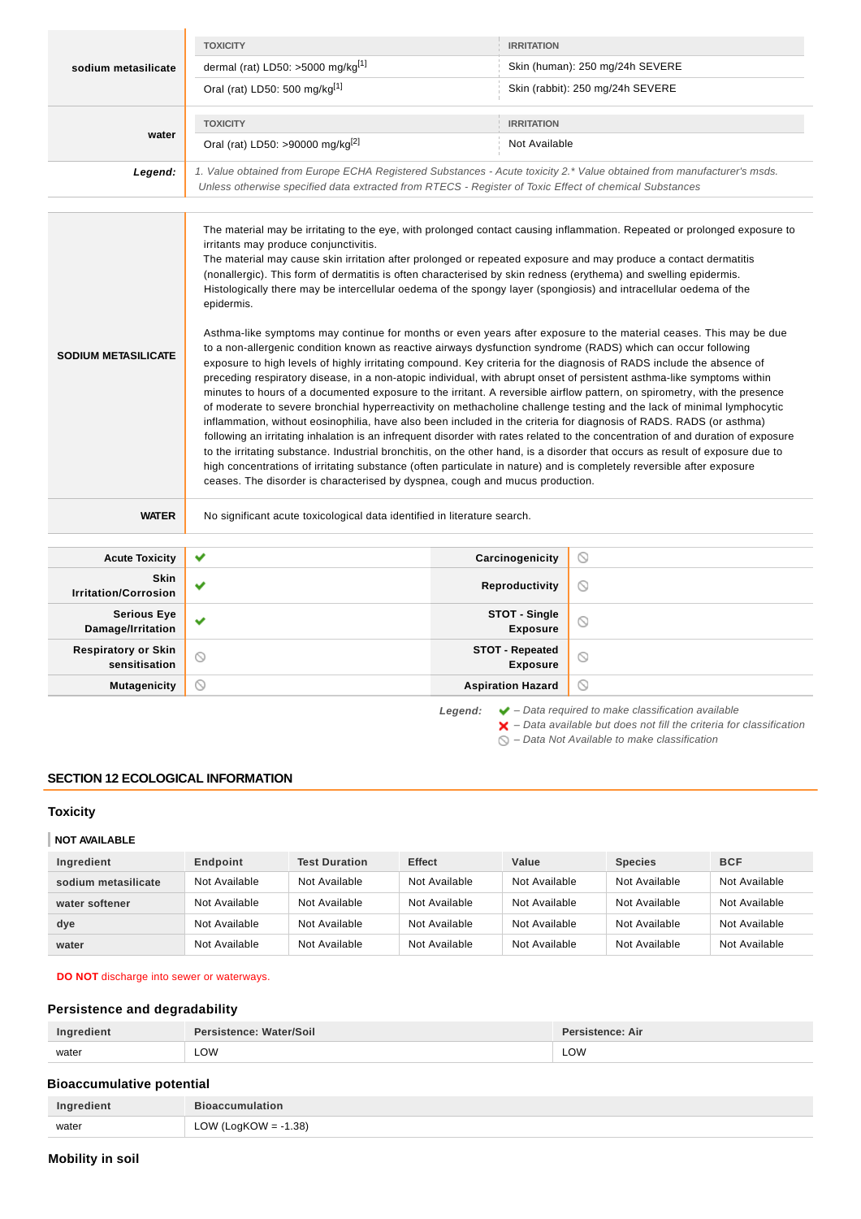| sodium metasilicate | TOXICITY | IRRITATION |
|---|---|---|
| | dermal (rat) LD50: >5000 mg/kg[1] | Skin (human): 250 mg/24h SEVERE |
| | Oral (rat) LD50: 500 mg/kg[1] | Skin (rabbit): 250 mg/24h SEVERE |

| water | TOXICITY | IRRITATION |
|---|---|---|
| | Oral (rat) LD50: >90000 mg/kg[2] | Not Available |

**Legend:** *1. Value obtained from Europe ECHA Registered Substances - Acute toxicity 2.* Value obtained from manufacturer's msds. Unless otherwise specified data extracted from RTECS - Register of Toxic Effect of chemical Substances*

| | |
|---|---|
| **SODIUM METASILICATE** | The material may be irritating to the eye, with prolonged contact causing inflammation. Repeated or prolonged exposure to irritants may produce conjunctivitis. The material may cause skin irritation after prolonged or repeated exposure and may produce a contact dermatitis (nonallergic). This form of dermatitis is often characterised by skin redness (erythema) and swelling epidermis. Histologically there may be intercellular oedema of the spongy layer (spongiosis) and intracellular oedema of the epidermis. <br><br> Asthma-like symptoms may continue for months or even years after exposure to the material ceases. This may be due to a non-allergenic condition known as reactive airways dysfunction syndrome (RADS) which can occur following exposure to high levels of highly irritating compound. Key criteria for the diagnosis of RADS include the absence of preceding respiratory disease, in a non-atopic individual, with abrupt onset of persistent asthma-like symptoms within minutes to hours of a documented exposure to the irritant. A reversible airflow pattern, on spirometry, with the presence of moderate to severe bronchial hyperreactivity on methacholine challenge testing and the lack of minimal lymphocytic inflammation, without eosinophilia, have also been included in the criteria for diagnosis of RADS. RADS (or asthma) following an irritating inhalation is an infrequent disorder with rates related to the concentration of and duration of exposure to the irritating substance. Industrial bronchitis, on the other hand, is a disorder that occurs as result of exposure due to high concentrations of irritating substance (often particulate in nature) and is completely reversible after exposure ceases. The disorder is characterised by dyspnea, cough and mucus production. |
| **WATER** | No significant acute toxicological data identified in literature search. |

| | | | |
|---|---|---|---|
| **Acute Toxicity** | ✔ | **Carcinogenicity** | ⊘ |
| **Skin Irritation/Corrosion** | ✔ | **Reproductivity** | ⊘ |
| **Serious Eye Damage/Irritation** | ✔ | **STOT - Single Exposure** | ⊘ |
| **Respiratory or Skin sensitisation** | ⊘ | **STOT - Repeated Exposure** | ⊘ |
| **Mutagenicity** | ⊘ | **Aspiration Hazard** | ⊘ |

***Legend:***
*✔ – Data required to make classification available*
*✘ – Data available but does not fill the criteria for classification*
*⊘ – Data Not Available to make classification*

## SECTION 12 ECOLOGICAL INFORMATION

### Toxicity

**NOT AVAILABLE**

| Ingredient | Endpoint | Test Duration | Effect | Value | Species | BCF |
|---|---|---|---|---|---|---|
| sodium metasilicate | Not Available | Not Available | Not Available | Not Available | Not Available | Not Available |
| water softener | Not Available | Not Available | Not Available | Not Available | Not Available | Not Available |
| dye | Not Available | Not Available | Not Available | Not Available | Not Available | Not Available |
| water | Not Available | Not Available | Not Available | Not Available | Not Available | Not Available |

**DO NOT** discharge into sewer or waterways.

### Persistence and degradability

| Ingredient | Persistence: Water/Soil | Persistence: Air |
|---|---|---|
| water | LOW | LOW |

### Bioaccumulative potential

| Ingredient | Bioaccumulation |
|---|---|
| water | LOW (LogKOW = -1.38) |

### Mobility in soil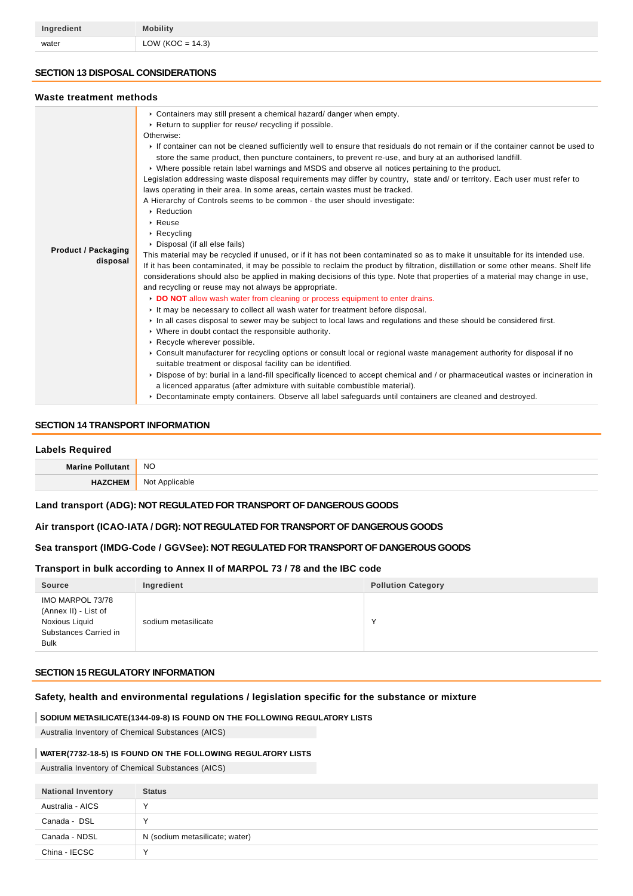| Ingredient | Mobility |
| --- | --- |
| water | LOW (KOC = 14.3) |

## SECTION 13 DISPOSAL CONSIDERATIONS

### Waste treatment methods

| | |
| --- | --- |
| **Product / Packaging disposal** | ▸ Containers may still present a chemical hazard/ danger when empty.<br>▸ Return to supplier for reuse/ recycling if possible.<br>Otherwise:<br>▸ If container can not be cleaned sufficiently well to ensure that residuals do not remain or if the container cannot be used to store the same product, then puncture containers, to prevent re-use, and bury at an authorised landfill.<br>▸ Where possible retain label warnings and MSDS and observe all notices pertaining to the product.<br>Legislation addressing waste disposal requirements may differ by country, state and/ or territory. Each user must refer to laws operating in their area. In some areas, certain wastes must be tracked.<br>A Hierarchy of Controls seems to be common - the user should investigate:<br>▸ Reduction<br>▸ Reuse<br>▸ Recycling<br>▸ Disposal (if all else fails)<br>This material may be recycled if unused, or if it has not been contaminated so as to make it unsuitable for its intended use. If it has been contaminated, it may be possible to reclaim the product by filtration, distillation or some other means. Shelf life considerations should also be applied in making decisions of this type. Note that properties of a material may change in use, and recycling or reuse may not always be appropriate.<br>▸ **DO NOT** allow wash water from cleaning or process equipment to enter drains.<br>▸ It may be necessary to collect all wash water for treatment before disposal.<br>▸ In all cases disposal to sewer may be subject to local laws and regulations and these should be considered first.<br>▸ Where in doubt contact the responsible authority.<br>▸ Recycle wherever possible.<br>▸ Consult manufacturer for recycling options or consult local or regional waste management authority for disposal if no suitable treatment or disposal facility can be identified.<br>▸ Dispose of by: burial in a land-fill specifically licenced to accept chemical and / or pharmaceutical wastes or incineration in a licenced apparatus (after admixture with suitable combustible material).<br>▸ Decontaminate empty containers. Observe all label safeguards until containers are cleaned and destroyed. |

## SECTION 14 TRANSPORT INFORMATION

### Labels Required

| | |
| --- | --- |
| **Marine Pollutant** | NO |
| **HAZCHEM** | Not Applicable |

### Land transport (ADG): NOT REGULATED FOR TRANSPORT OF DANGEROUS GOODS

### Air transport (ICAO-IATA / DGR): NOT REGULATED FOR TRANSPORT OF DANGEROUS GOODS

### Sea transport (IMDG-Code / GGVSee): NOT REGULATED FOR TRANSPORT OF DANGEROUS GOODS

### Transport in bulk according to Annex II of MARPOL 73 / 78 and the IBC code

| Source | Ingredient | Pollution Category |
| --- | --- | --- |
| IMO MARPOL 73/78 (Annex II) - List of Noxious Liquid Substances Carried in Bulk | sodium metasilicate | Y |

## SECTION 15 REGULATORY INFORMATION

### Safety, health and environmental regulations / legislation specific for the substance or mixture

**SODIUM METASILICATE(1344-09-8) IS FOUND ON THE FOLLOWING REGULATORY LISTS**

Australia Inventory of Chemical Substances (AICS)

**WATER(7732-18-5) IS FOUND ON THE FOLLOWING REGULATORY LISTS**

Australia Inventory of Chemical Substances (AICS)

| National Inventory | Status |
| --- | --- |
| Australia - AICS | Y |
| Canada - DSL | Y |
| Canada - NDSL | N (sodium metasilicate; water) |
| China - IECSC | Y |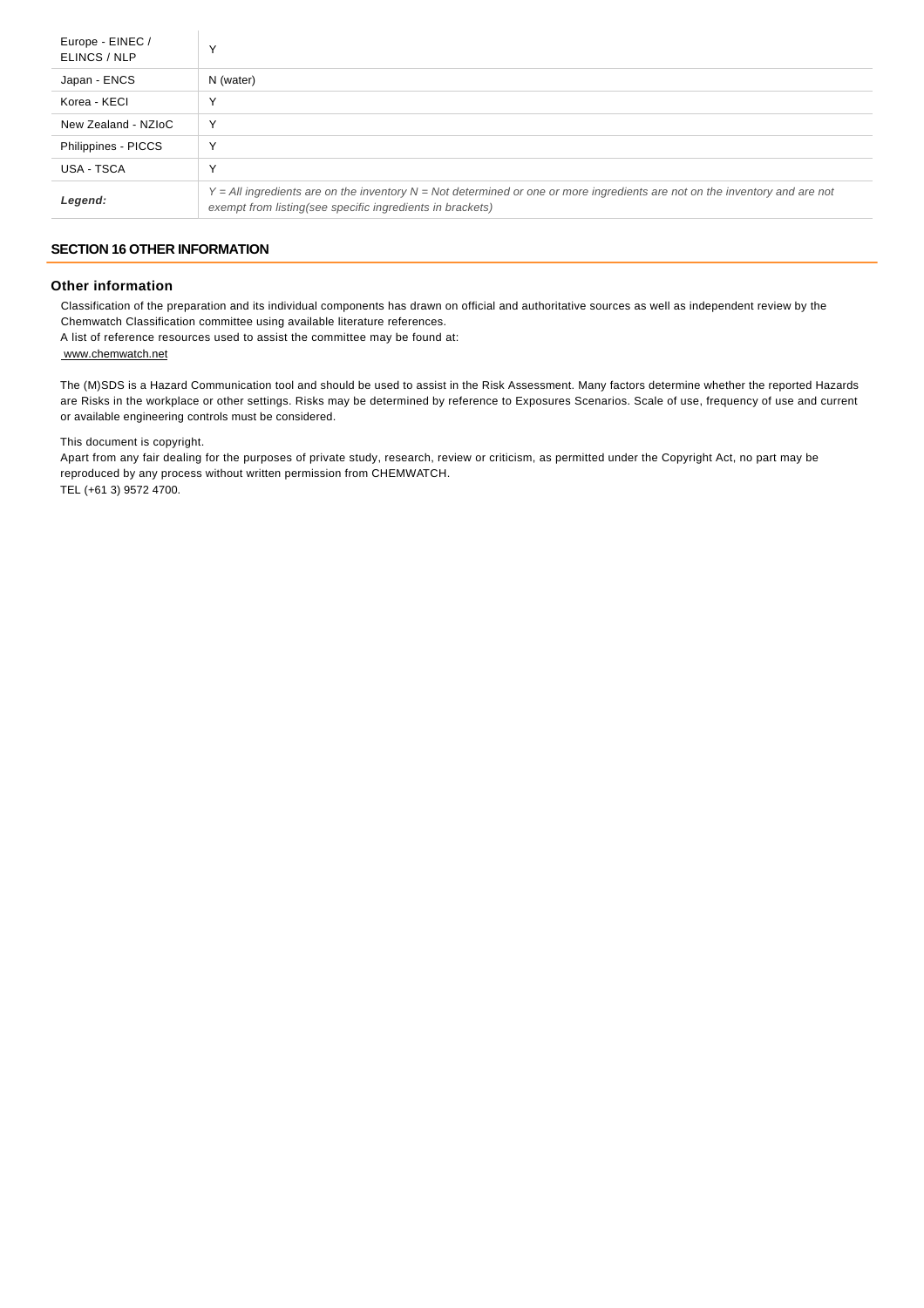| | |
|---|---|
| Europe - EINEC / ELINCS / NLP | Y |
| Japan - ENCS | N (water) |
| Korea - KECI | Y |
| New Zealand - NZIoC | Y |
| Philippines - PICCS | Y |
| USA - TSCA | Y |
| ***Legend:*** | *Y = All ingredients are on the inventory N = Not determined or one or more ingredients are not on the inventory and are not exempt from listing(see specific ingredients in brackets)* |

## SECTION 16 OTHER INFORMATION

### Other information

Classification of the preparation and its individual components has drawn on official and authoritative sources as well as independent review by the Chemwatch Classification committee using available literature references.
A list of reference resources used to assist the committee may be found at:
www.chemwatch.net

The (M)SDS is a Hazard Communication tool and should be used to assist in the Risk Assessment. Many factors determine whether the reported Hazards are Risks in the workplace or other settings. Risks may be determined by reference to Exposures Scenarios. Scale of use, frequency of use and current or available engineering controls must be considered.

This document is copyright.
Apart from any fair dealing for the purposes of private study, research, review or criticism, as permitted under the Copyright Act, no part may be reproduced by any process without written permission from CHEMWATCH.
TEL (+61 3) 9572 4700.